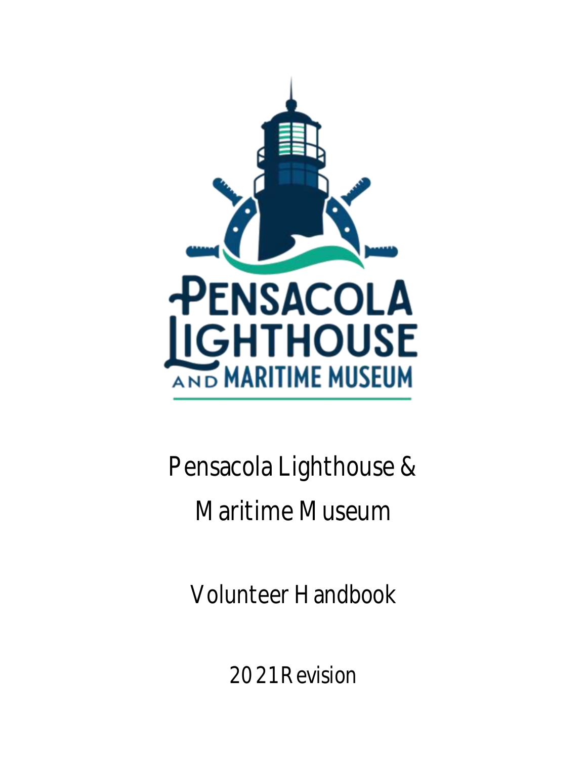# Pensacola Lighthouse & Maritime Museum

## Volunteer Handbook

2021 Revision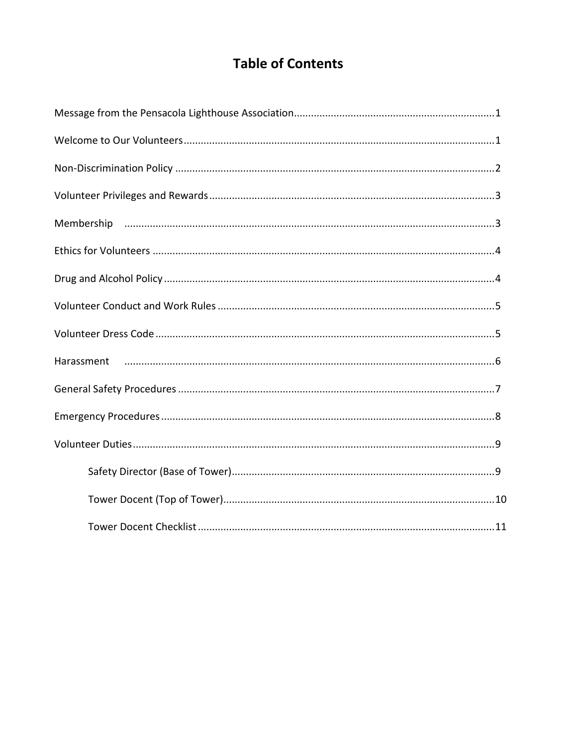# Table of Contents

| Section | Page |
|---|---|
| Message from the Pensacola Lighthouse Association | 1 |
| Welcome to Our Volunteers | 1 |
| Non-Discrimination Policy | 2 |
| Volunteer Privileges and Rewards | 3 |
| Membership | 3 |
| Ethics for Volunteers | 4 |
| Drug and Alcohol Policy | 4 |
| Volunteer Conduct and Work Rules | 5 |
| Volunteer Dress Code | 5 |
| Harassment | 6 |
| General Safety Procedures | 7 |
| Emergency Procedures | 8 |
| Volunteer Duties | 9 |
| Safety Director (Base of Tower) | 9 |
| Tower Docent (Top of Tower) | 10 |
| Tower Docent Checklist | 11 |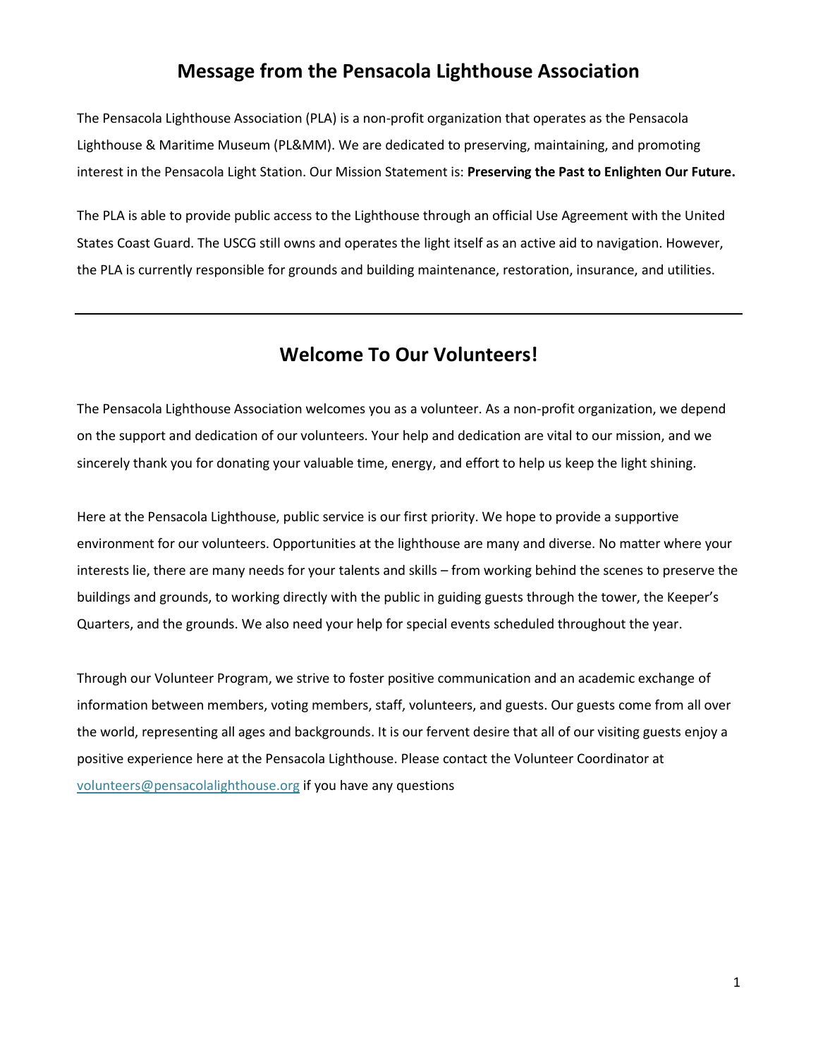## Message from the Pensacola Lighthouse Association

The Pensacola Lighthouse Association (PLA) is a non-profit organization that operates as the Pensacola Lighthouse & Maritime Museum (PL&MM). We are dedicated to preserving, maintaining, and promoting interest in the Pensacola Light Station. Our Mission Statement is: **Preserving the Past to Enlighten Our Future.**

The PLA is able to provide public access to the Lighthouse through an official Use Agreement with the United States Coast Guard. The USCG still owns and operates the light itself as an active aid to navigation. However, the PLA is currently responsible for grounds and building maintenance, restoration, insurance, and utilities.

---

## Welcome To Our Volunteers!

The Pensacola Lighthouse Association welcomes you as a volunteer. As a non-profit organization, we depend on the support and dedication of our volunteers. Your help and dedication are vital to our mission, and we sincerely thank you for donating your valuable time, energy, and effort to help us keep the light shining.

Here at the Pensacola Lighthouse, public service is our first priority. We hope to provide a supportive environment for our volunteers. Opportunities at the lighthouse are many and diverse. No matter where your interests lie, there are many needs for your talents and skills – from working behind the scenes to preserve the buildings and grounds, to working directly with the public in guiding guests through the tower, the Keeper's Quarters, and the grounds. We also need your help for special events scheduled throughout the year.

Through our Volunteer Program, we strive to foster positive communication and an academic exchange of information between members, voting members, staff, volunteers, and guests. Our guests come from all over the world, representing all ages and backgrounds. It is our fervent desire that all of our visiting guests enjoy a positive experience here at the Pensacola Lighthouse. Please contact the Volunteer Coordinator at volunteers@pensacolalighthouse.org if you have any questions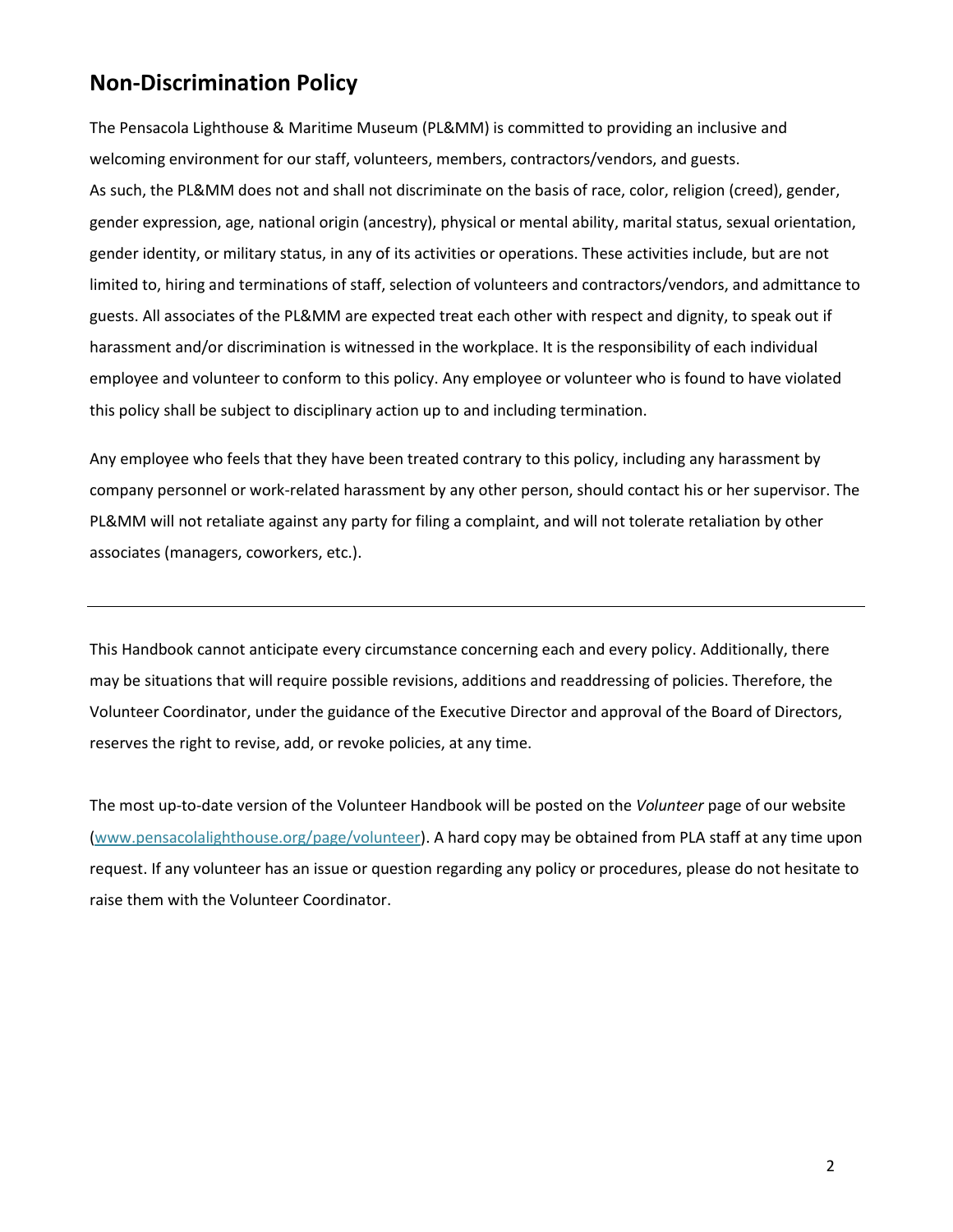## Non-Discrimination Policy

The Pensacola Lighthouse & Maritime Museum (PL&MM) is committed to providing an inclusive and welcoming environment for our staff, volunteers, members, contractors/vendors, and guests.
As such, the PL&MM does not and shall not discriminate on the basis of race, color, religion (creed), gender, gender expression, age, national origin (ancestry), physical or mental ability, marital status, sexual orientation, gender identity, or military status, in any of its activities or operations. These activities include, but are not limited to, hiring and terminations of staff, selection of volunteers and contractors/vendors, and admittance to guests. All associates of the PL&MM are expected treat each other with respect and dignity, to speak out if harassment and/or discrimination is witnessed in the workplace. It is the responsibility of each individual employee and volunteer to conform to this policy. Any employee or volunteer who is found to have violated this policy shall be subject to disciplinary action up to and including termination.

Any employee who feels that they have been treated contrary to this policy, including any harassment by company personnel or work-related harassment by any other person, should contact his or her supervisor. The PL&MM will not retaliate against any party for filing a complaint, and will not tolerate retaliation by other associates (managers, coworkers, etc.).

---

This Handbook cannot anticipate every circumstance concerning each and every policy. Additionally, there may be situations that will require possible revisions, additions and readdressing of policies. Therefore, the Volunteer Coordinator, under the guidance of the Executive Director and approval of the Board of Directors, reserves the right to revise, add, or revoke policies, at any time.

The most up-to-date version of the Volunteer Handbook will be posted on the *Volunteer* page of our website ([www.pensacolalighthouse.org/page/volunteer](www.pensacolalighthouse.org/page/volunteer)). A hard copy may be obtained from PLA staff at any time upon request. If any volunteer has an issue or question regarding any policy or procedures, please do not hesitate to raise them with the Volunteer Coordinator.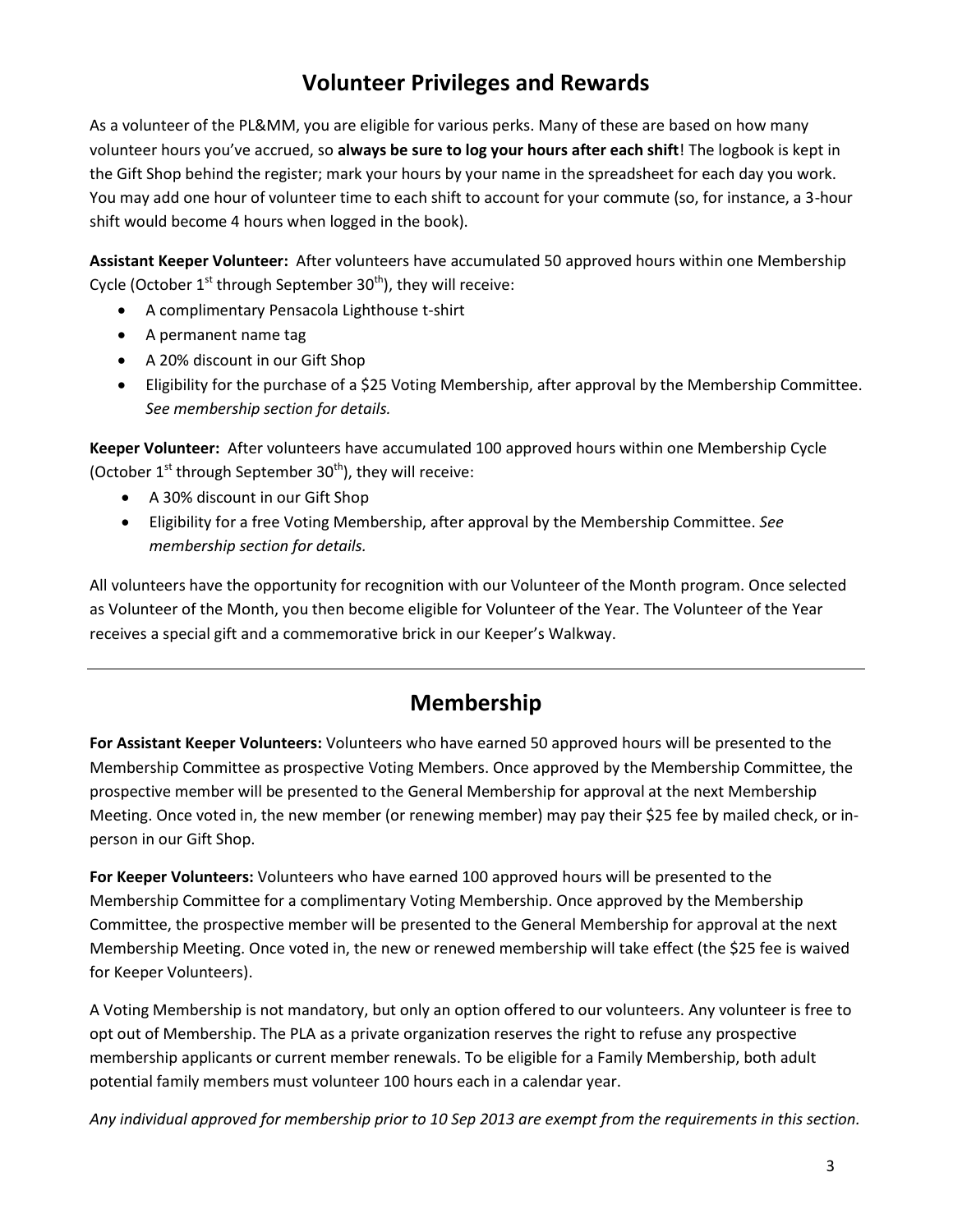## Volunteer Privileges and Rewards

As a volunteer of the PL&MM, you are eligible for various perks. Many of these are based on how many volunteer hours you've accrued, so **always be sure to log your hours after each shift**! The logbook is kept in the Gift Shop behind the register; mark your hours by your name in the spreadsheet for each day you work. You may add one hour of volunteer time to each shift to account for your commute (so, for instance, a 3-hour shift would become 4 hours when logged in the book).

**Assistant Keeper Volunteer:** After volunteers have accumulated 50 approved hours within one Membership Cycle (October 1st through September 30th), they will receive:

- A complimentary Pensacola Lighthouse t-shirt
- A permanent name tag
- A 20% discount in our Gift Shop
- Eligibility for the purchase of a $25 Voting Membership, after approval by the Membership Committee. *See membership section for details.*

**Keeper Volunteer:** After volunteers have accumulated 100 approved hours within one Membership Cycle (October 1st through September 30th), they will receive:

- A 30% discount in our Gift Shop
- Eligibility for a free Voting Membership, after approval by the Membership Committee. *See membership section for details.*

All volunteers have the opportunity for recognition with our Volunteer of the Month program. Once selected as Volunteer of the Month, you then become eligible for Volunteer of the Year. The Volunteer of the Year receives a special gift and a commemorative brick in our Keeper's Walkway.

---

## Membership

**For Assistant Keeper Volunteers:** Volunteers who have earned 50 approved hours will be presented to the Membership Committee as prospective Voting Members. Once approved by the Membership Committee, the prospective member will be presented to the General Membership for approval at the next Membership Meeting. Once voted in, the new member (or renewing member) may pay their $25 fee by mailed check, or in-person in our Gift Shop.

**For Keeper Volunteers:** Volunteers who have earned 100 approved hours will be presented to the Membership Committee for a complimentary Voting Membership. Once approved by the Membership Committee, the prospective member will be presented to the General Membership for approval at the next Membership Meeting. Once voted in, the new or renewed membership will take effect (the $25 fee is waived for Keeper Volunteers).

A Voting Membership is not mandatory, but only an option offered to our volunteers. Any volunteer is free to opt out of Membership. The PLA as a private organization reserves the right to refuse any prospective membership applicants or current member renewals. To be eligible for a Family Membership, both adult potential family members must volunteer 100 hours each in a calendar year.

*Any individual approved for membership prior to 10 Sep 2013 are exempt from the requirements in this section.*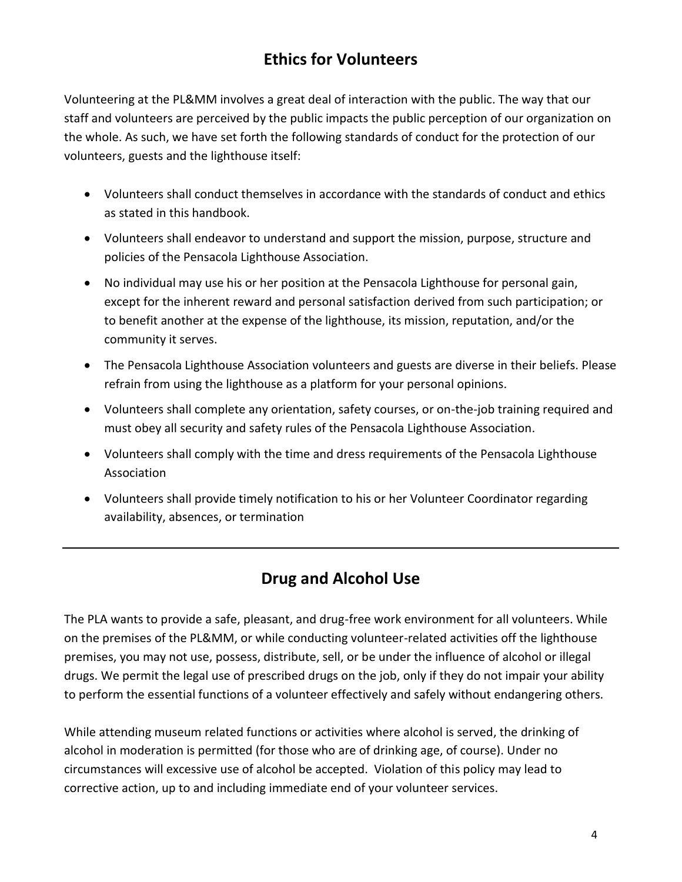## Ethics for Volunteers

Volunteering at the PL&MM involves a great deal of interaction with the public. The way that our staff and volunteers are perceived by the public impacts the public perception of our organization on the whole. As such, we have set forth the following standards of conduct for the protection of our volunteers, guests and the lighthouse itself:

- Volunteers shall conduct themselves in accordance with the standards of conduct and ethics as stated in this handbook.
- Volunteers shall endeavor to understand and support the mission, purpose, structure and policies of the Pensacola Lighthouse Association.
- No individual may use his or her position at the Pensacola Lighthouse for personal gain, except for the inherent reward and personal satisfaction derived from such participation; or to benefit another at the expense of the lighthouse, its mission, reputation, and/or the community it serves.
- The Pensacola Lighthouse Association volunteers and guests are diverse in their beliefs. Please refrain from using the lighthouse as a platform for your personal opinions.
- Volunteers shall complete any orientation, safety courses, or on-the-job training required and must obey all security and safety rules of the Pensacola Lighthouse Association.
- Volunteers shall comply with the time and dress requirements of the Pensacola Lighthouse Association
- Volunteers shall provide timely notification to his or her Volunteer Coordinator regarding availability, absences, or termination

---

## Drug and Alcohol Use

The PLA wants to provide a safe, pleasant, and drug-free work environment for all volunteers. While on the premises of the PL&MM, or while conducting volunteer-related activities off the lighthouse premises, you may not use, possess, distribute, sell, or be under the influence of alcohol or illegal drugs. We permit the legal use of prescribed drugs on the job, only if they do not impair your ability to perform the essential functions of a volunteer effectively and safely without endangering others.

While attending museum related functions or activities where alcohol is served, the drinking of alcohol in moderation is permitted (for those who are of drinking age, of course). Under no circumstances will excessive use of alcohol be accepted. Violation of this policy may lead to corrective action, up to and including immediate end of your volunteer services.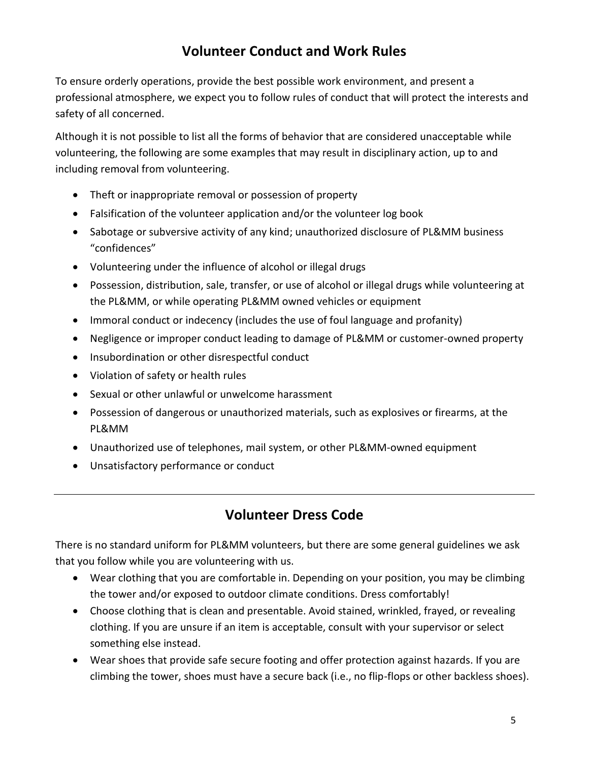## Volunteer Conduct and Work Rules

To ensure orderly operations, provide the best possible work environment, and present a professional atmosphere, we expect you to follow rules of conduct that will protect the interests and safety of all concerned.

Although it is not possible to list all the forms of behavior that are considered unacceptable while volunteering, the following are some examples that may result in disciplinary action, up to and including removal from volunteering.

- Theft or inappropriate removal or possession of property
- Falsification of the volunteer application and/or the volunteer log book
- Sabotage or subversive activity of any kind; unauthorized disclosure of PL&MM business "confidences"
- Volunteering under the influence of alcohol or illegal drugs
- Possession, distribution, sale, transfer, or use of alcohol or illegal drugs while volunteering at the PL&MM, or while operating PL&MM owned vehicles or equipment
- Immoral conduct or indecency (includes the use of foul language and profanity)
- Negligence or improper conduct leading to damage of PL&MM or customer-owned property
- Insubordination or other disrespectful conduct
- Violation of safety or health rules
- Sexual or other unlawful or unwelcome harassment
- Possession of dangerous or unauthorized materials, such as explosives or firearms, at the PL&MM
- Unauthorized use of telephones, mail system, or other PL&MM-owned equipment
- Unsatisfactory performance or conduct

---

## Volunteer Dress Code

There is no standard uniform for PL&MM volunteers, but there are some general guidelines we ask that you follow while you are volunteering with us.

- Wear clothing that you are comfortable in. Depending on your position, you may be climbing the tower and/or exposed to outdoor climate conditions. Dress comfortably!
- Choose clothing that is clean and presentable. Avoid stained, wrinkled, frayed, or revealing clothing. If you are unsure if an item is acceptable, consult with your supervisor or select something else instead.
- Wear shoes that provide safe secure footing and offer protection against hazards. If you are climbing the tower, shoes must have a secure back (i.e., no flip-flops or other backless shoes).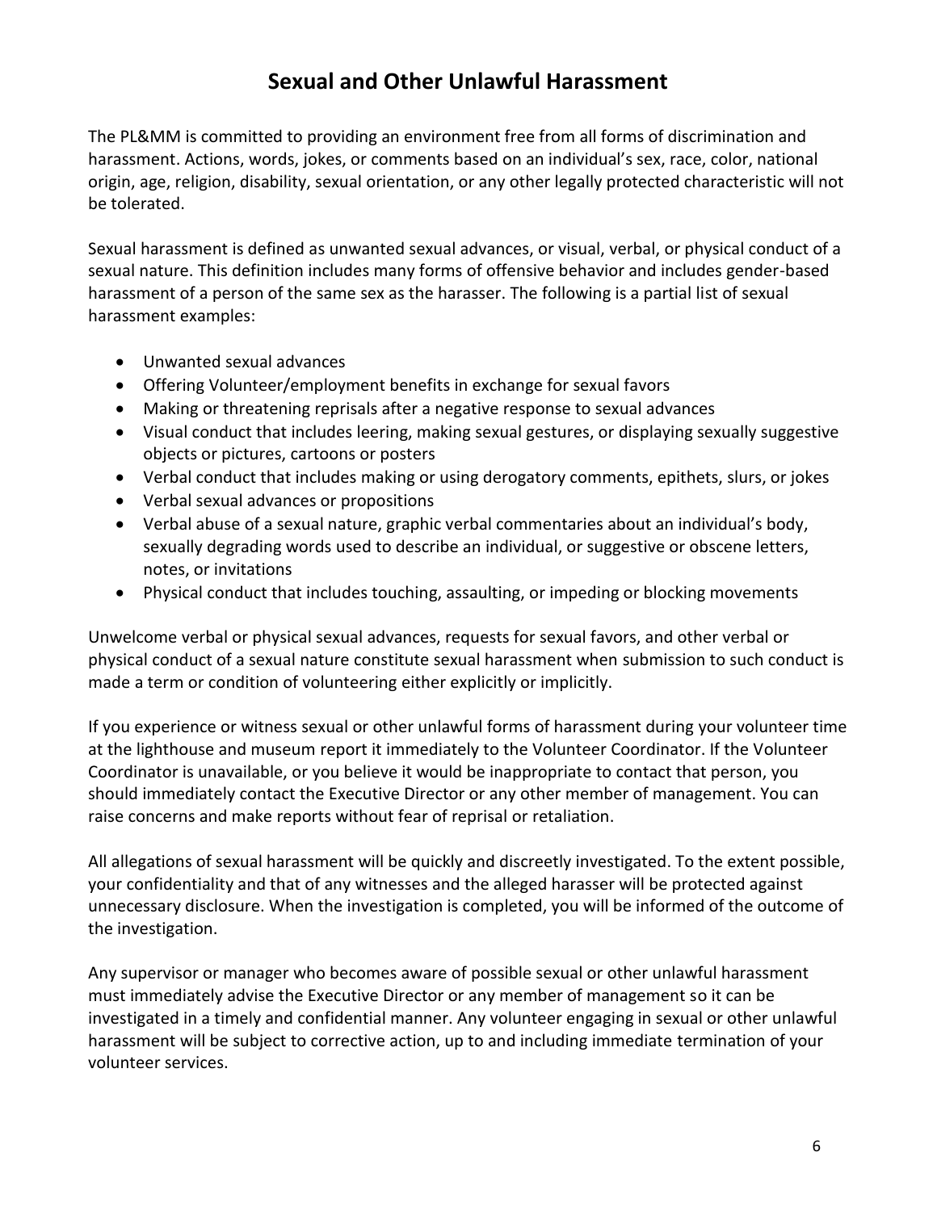# Sexual and Other Unlawful Harassment

The PL&MM is committed to providing an environment free from all forms of discrimination and harassment. Actions, words, jokes, or comments based on an individual's sex, race, color, national origin, age, religion, disability, sexual orientation, or any other legally protected characteristic will not be tolerated.

Sexual harassment is defined as unwanted sexual advances, or visual, verbal, or physical conduct of a sexual nature. This definition includes many forms of offensive behavior and includes gender-based harassment of a person of the same sex as the harasser. The following is a partial list of sexual harassment examples:

- Unwanted sexual advances
- Offering Volunteer/employment benefits in exchange for sexual favors
- Making or threatening reprisals after a negative response to sexual advances
- Visual conduct that includes leering, making sexual gestures, or displaying sexually suggestive objects or pictures, cartoons or posters
- Verbal conduct that includes making or using derogatory comments, epithets, slurs, or jokes
- Verbal sexual advances or propositions
- Verbal abuse of a sexual nature, graphic verbal commentaries about an individual's body, sexually degrading words used to describe an individual, or suggestive or obscene letters, notes, or invitations
- Physical conduct that includes touching, assaulting, or impeding or blocking movements

Unwelcome verbal or physical sexual advances, requests for sexual favors, and other verbal or physical conduct of a sexual nature constitute sexual harassment when submission to such conduct is made a term or condition of volunteering either explicitly or implicitly.

If you experience or witness sexual or other unlawful forms of harassment during your volunteer time at the lighthouse and museum report it immediately to the Volunteer Coordinator. If the Volunteer Coordinator is unavailable, or you believe it would be inappropriate to contact that person, you should immediately contact the Executive Director or any other member of management. You can raise concerns and make reports without fear of reprisal or retaliation.

All allegations of sexual harassment will be quickly and discreetly investigated. To the extent possible, your confidentiality and that of any witnesses and the alleged harasser will be protected against unnecessary disclosure. When the investigation is completed, you will be informed of the outcome of the investigation.

Any supervisor or manager who becomes aware of possible sexual or other unlawful harassment must immediately advise the Executive Director or any member of management so it can be investigated in a timely and confidential manner. Any volunteer engaging in sexual or other unlawful harassment will be subject to corrective action, up to and including immediate termination of your volunteer services.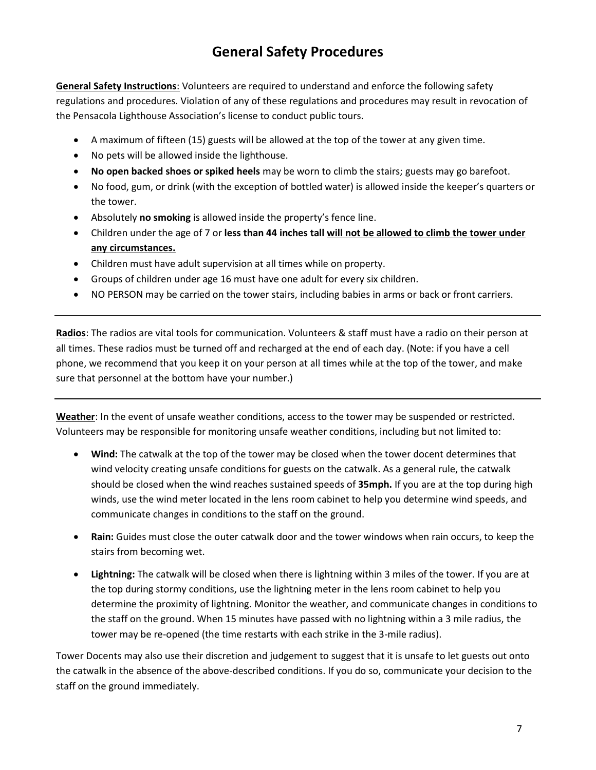# General Safety Procedures

**General Safety Instructions**: Volunteers are required to understand and enforce the following safety regulations and procedures. Violation of any of these regulations and procedures may result in revocation of the Pensacola Lighthouse Association's license to conduct public tours.

- A maximum of fifteen (15) guests will be allowed at the top of the tower at any given time.
- No pets will be allowed inside the lighthouse.
- **No open backed shoes or spiked heels** may be worn to climb the stairs; guests may go barefoot.
- No food, gum, or drink (with the exception of bottled water) is allowed inside the keeper's quarters or the tower.
- Absolutely **no smoking** is allowed inside the property's fence line.
- Children under the age of 7 or **less than 44 inches tall will not be allowed to climb the tower under any circumstances.**
- Children must have adult supervision at all times while on property.
- Groups of children under age 16 must have one adult for every six children.
- NO PERSON may be carried on the tower stairs, including babies in arms or back or front carriers.

---

**Radios**: The radios are vital tools for communication. Volunteers & staff must have a radio on their person at all times. These radios must be turned off and recharged at the end of each day. (Note: if you have a cell phone, we recommend that you keep it on your person at all times while at the top of the tower, and make sure that personnel at the bottom have your number.)

---

**Weather**: In the event of unsafe weather conditions, access to the tower may be suspended or restricted. Volunteers may be responsible for monitoring unsafe weather conditions, including but not limited to:

- **Wind:** The catwalk at the top of the tower may be closed when the tower docent determines that wind velocity creating unsafe conditions for guests on the catwalk. As a general rule, the catwalk should be closed when the wind reaches sustained speeds of **35mph.** If you are at the top during high winds, use the wind meter located in the lens room cabinet to help you determine wind speeds, and communicate changes in conditions to the staff on the ground.

- **Rain:** Guides must close the outer catwalk door and the tower windows when rain occurs, to keep the stairs from becoming wet.

- **Lightning:** The catwalk will be closed when there is lightning within 3 miles of the tower. If you are at the top during stormy conditions, use the lightning meter in the lens room cabinet to help you determine the proximity of lightning. Monitor the weather, and communicate changes in conditions to the staff on the ground. When 15 minutes have passed with no lightning within a 3 mile radius, the tower may be re-opened (the time restarts with each strike in the 3-mile radius).

Tower Docents may also use their discretion and judgement to suggest that it is unsafe to let guests out onto the catwalk in the absence of the above-described conditions. If you do so, communicate your decision to the staff on the ground immediately.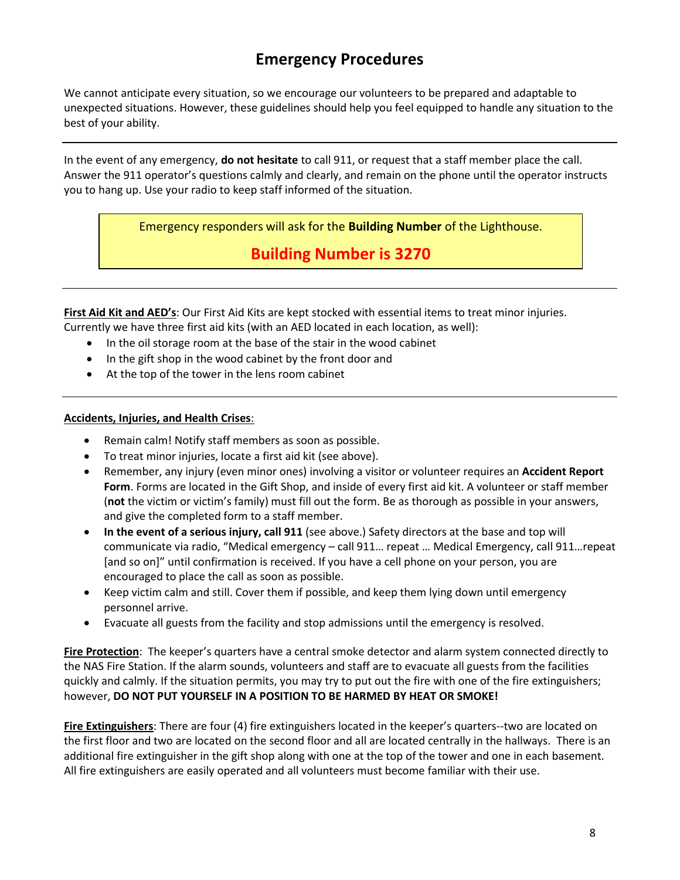# Emergency Procedures

We cannot anticipate every situation, so we encourage our volunteers to be prepared and adaptable to unexpected situations. However, these guidelines should help you feel equipped to handle any situation to the best of your ability.

---

In the event of any emergency, **do not hesitate** to call 911, or request that a staff member place the call. Answer the 911 operator's questions calmly and clearly, and remain on the phone until the operator instructs you to hang up. Use your radio to keep staff informed of the situation.

> Emergency responders will ask for the **Building Number** of the Lighthouse.
>
> **Building Number is 3270**

---

**First Aid Kit and AED's**: Our First Aid Kits are kept stocked with essential items to treat minor injuries. Currently we have three first aid kits (with an AED located in each location, as well):

- In the oil storage room at the base of the stair in the wood cabinet
- In the gift shop in the wood cabinet by the front door and
- At the top of the tower in the lens room cabinet

---

**Accidents, Injuries, and Health Crises**:

- Remain calm! Notify staff members as soon as possible.
- To treat minor injuries, locate a first aid kit (see above).
- Remember, any injury (even minor ones) involving a visitor or volunteer requires an **Accident Report Form**. Forms are located in the Gift Shop, and inside of every first aid kit. A volunteer or staff member (**not** the victim or victim's family) must fill out the form. Be as thorough as possible in your answers, and give the completed form to a staff member.
- **In the event of a serious injury, call 911** (see above.) Safety directors at the base and top will communicate via radio, "Medical emergency – call 911… repeat … Medical Emergency, call 911…repeat [and so on]" until confirmation is received. If you have a cell phone on your person, you are encouraged to place the call as soon as possible.
- Keep victim calm and still. Cover them if possible, and keep them lying down until emergency personnel arrive.
- Evacuate all guests from the facility and stop admissions until the emergency is resolved.

**Fire Protection**: The keeper's quarters have a central smoke detector and alarm system connected directly to the NAS Fire Station. If the alarm sounds, volunteers and staff are to evacuate all guests from the facilities quickly and calmly. If the situation permits, you may try to put out the fire with one of the fire extinguishers; however, **DO NOT PUT YOURSELF IN A POSITION TO BE HARMED BY HEAT OR SMOKE!**

**Fire Extinguishers**: There are four (4) fire extinguishers located in the keeper's quarters--two are located on the first floor and two are located on the second floor and all are located centrally in the hallways. There is an additional fire extinguisher in the gift shop along with one at the top of the tower and one in each basement. All fire extinguishers are easily operated and all volunteers must become familiar with their use.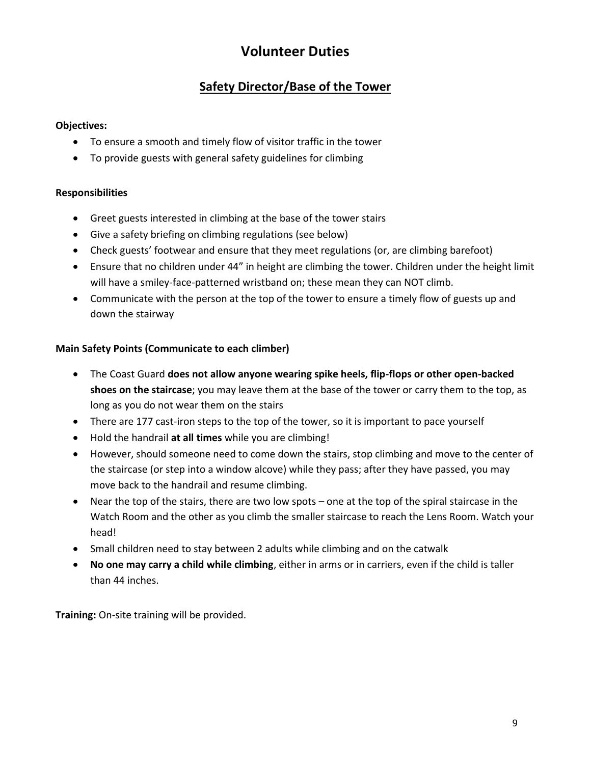# Volunteer Duties

## Safety Director/Base of the Tower

**Objectives:**

- To ensure a smooth and timely flow of visitor traffic in the tower
- To provide guests with general safety guidelines for climbing

**Responsibilities**

- Greet guests interested in climbing at the base of the tower stairs
- Give a safety briefing on climbing regulations (see below)
- Check guests' footwear and ensure that they meet regulations (or, are climbing barefoot)
- Ensure that no children under 44" in height are climbing the tower. Children under the height limit will have a smiley-face-patterned wristband on; these mean they can NOT climb.
- Communicate with the person at the top of the tower to ensure a timely flow of guests up and down the stairway

**Main Safety Points (Communicate to each climber)**

- The Coast Guard **does not allow anyone wearing spike heels, flip-flops or other open-backed shoes on the staircase**; you may leave them at the base of the tower or carry them to the top, as long as you do not wear them on the stairs
- There are 177 cast-iron steps to the top of the tower, so it is important to pace yourself
- Hold the handrail **at all times** while you are climbing!
- However, should someone need to come down the stairs, stop climbing and move to the center of the staircase (or step into a window alcove) while they pass; after they have passed, you may move back to the handrail and resume climbing.
- Near the top of the stairs, there are two low spots – one at the top of the spiral staircase in the Watch Room and the other as you climb the smaller staircase to reach the Lens Room. Watch your head!
- Small children need to stay between 2 adults while climbing and on the catwalk
- **No one may carry a child while climbing**, either in arms or in carriers, even if the child is taller than 44 inches.

**Training:** On-site training will be provided.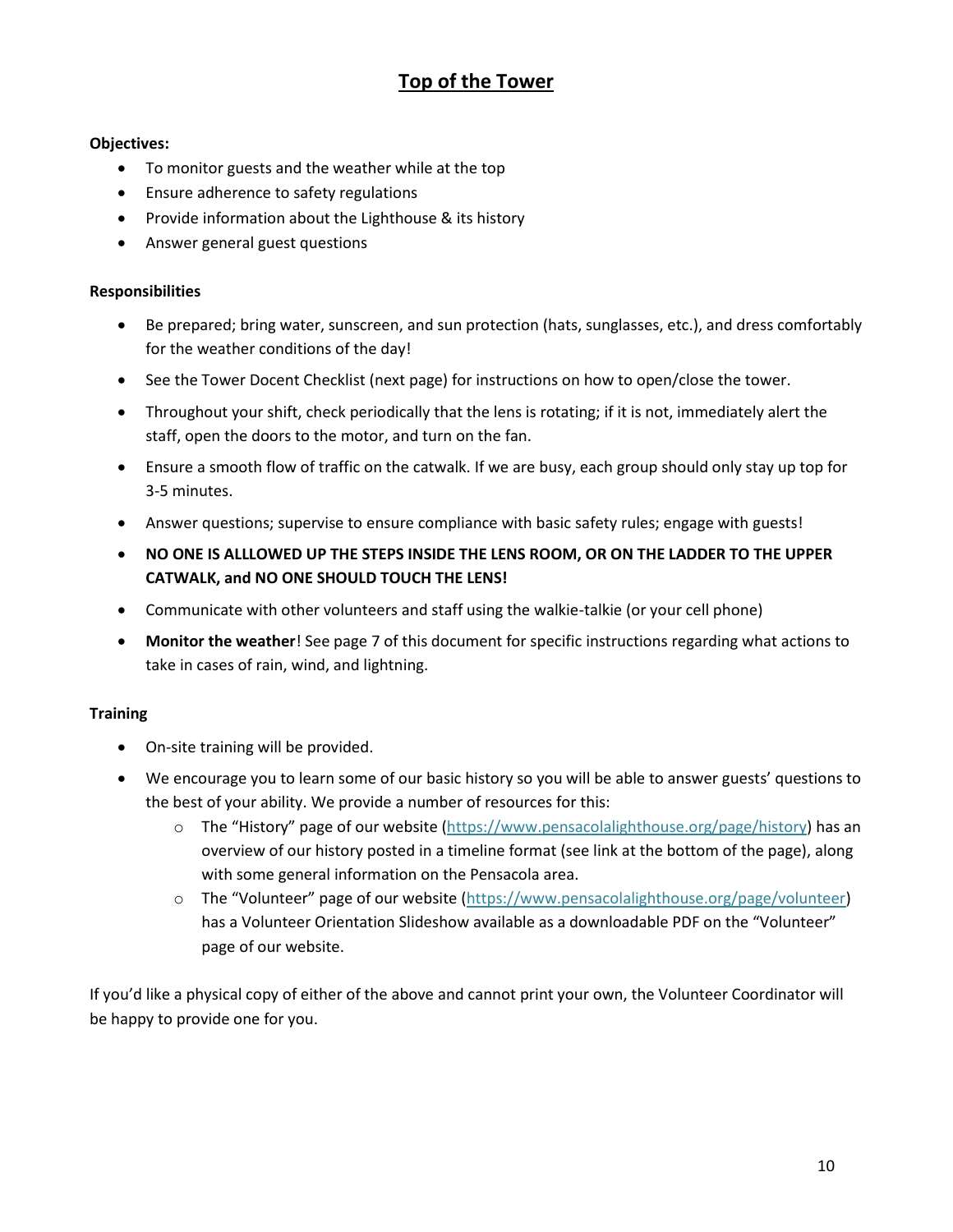# Top of the Tower

**Objectives:**

- To monitor guests and the weather while at the top
- Ensure adherence to safety regulations
- Provide information about the Lighthouse & its history
- Answer general guest questions

**Responsibilities**

- Be prepared; bring water, sunscreen, and sun protection (hats, sunglasses, etc.), and dress comfortably for the weather conditions of the day!
- See the Tower Docent Checklist (next page) for instructions on how to open/close the tower.
- Throughout your shift, check periodically that the lens is rotating; if it is not, immediately alert the staff, open the doors to the motor, and turn on the fan.
- Ensure a smooth flow of traffic on the catwalk. If we are busy, each group should only stay up top for 3-5 minutes.
- Answer questions; supervise to ensure compliance with basic safety rules; engage with guests!
- **NO ONE IS ALLLOWED UP THE STEPS INSIDE THE LENS ROOM, OR ON THE LADDER TO THE UPPER CATWALK, and NO ONE SHOULD TOUCH THE LENS!**
- Communicate with other volunteers and staff using the walkie-talkie (or your cell phone)
- **Monitor the weather**! See page 7 of this document for specific instructions regarding what actions to take in cases of rain, wind, and lightning.

**Training**

- On-site training will be provided.
- We encourage you to learn some of our basic history so you will be able to answer guests' questions to the best of your ability. We provide a number of resources for this:
  - The "History" page of our website (https://www.pensacolalighthouse.org/page/history) has an overview of our history posted in a timeline format (see link at the bottom of the page), along with some general information on the Pensacola area.
  - The "Volunteer" page of our website (https://www.pensacolalighthouse.org/page/volunteer) has a Volunteer Orientation Slideshow available as a downloadable PDF on the "Volunteer" page of our website.

If you'd like a physical copy of either of the above and cannot print your own, the Volunteer Coordinator will be happy to provide one for you.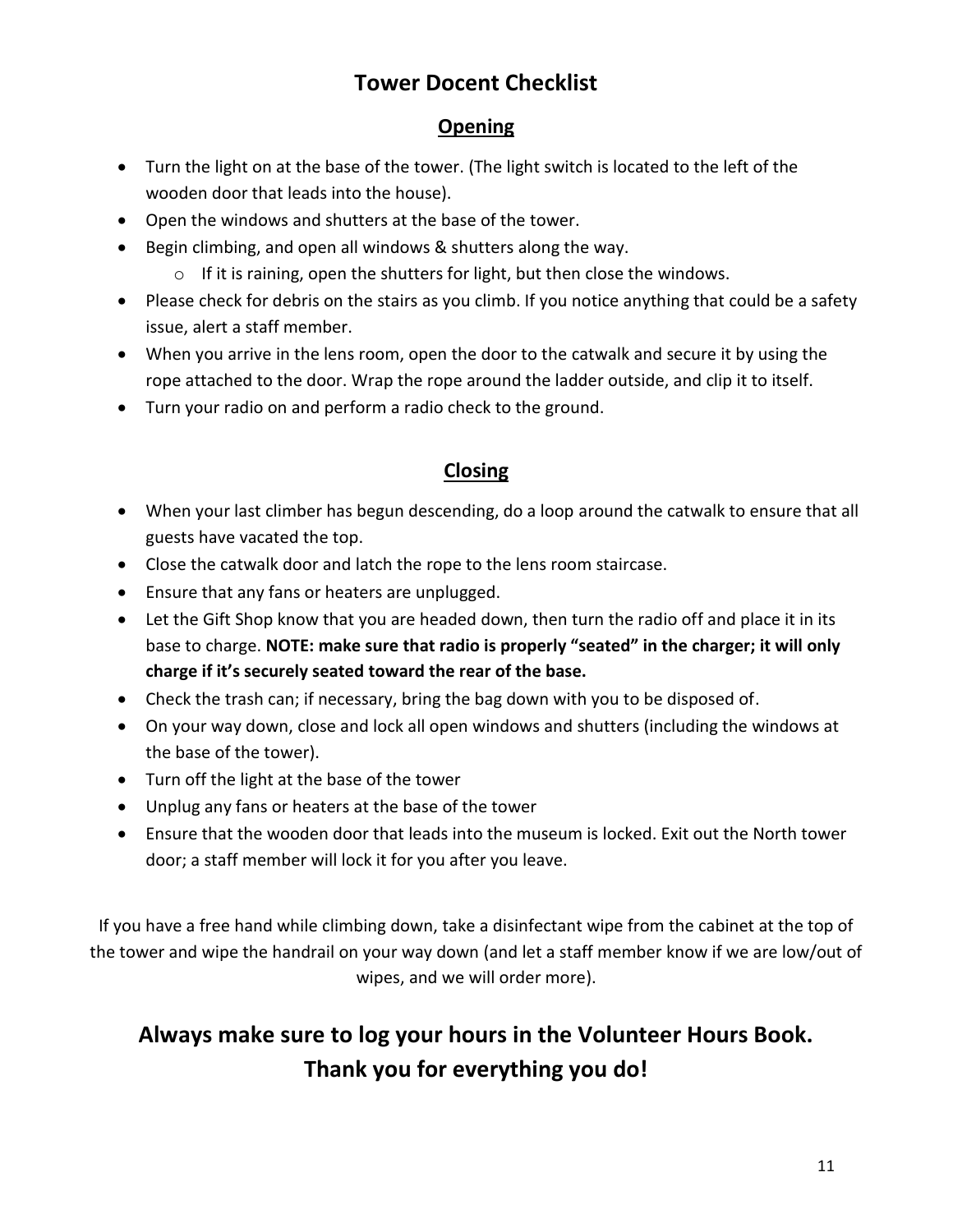# Tower Docent Checklist

## Opening

- Turn the light on at the base of the tower. (The light switch is located to the left of the wooden door that leads into the house).
- Open the windows and shutters at the base of the tower.
- Begin climbing, and open all windows & shutters along the way.
  - If it is raining, open the shutters for light, but then close the windows.
- Please check for debris on the stairs as you climb. If you notice anything that could be a safety issue, alert a staff member.
- When you arrive in the lens room, open the door to the catwalk and secure it by using the rope attached to the door. Wrap the rope around the ladder outside, and clip it to itself.
- Turn your radio on and perform a radio check to the ground.

## Closing

- When your last climber has begun descending, do a loop around the catwalk to ensure that all guests have vacated the top.
- Close the catwalk door and latch the rope to the lens room staircase.
- Ensure that any fans or heaters are unplugged.
- Let the Gift Shop know that you are headed down, then turn the radio off and place it in its base to charge. **NOTE: make sure that radio is properly "seated" in the charger; it will only charge if it's securely seated toward the rear of the base.**
- Check the trash can; if necessary, bring the bag down with you to be disposed of.
- On your way down, close and lock all open windows and shutters (including the windows at the base of the tower).
- Turn off the light at the base of the tower
- Unplug any fans or heaters at the base of the tower
- Ensure that the wooden door that leads into the museum is locked. Exit out the North tower door; a staff member will lock it for you after you leave.

If you have a free hand while climbing down, take a disinfectant wipe from the cabinet at the top of the tower and wipe the handrail on your way down (and let a staff member know if we are low/out of wipes, and we will order more).

## Always make sure to log your hours in the Volunteer Hours Book. Thank you for everything you do!